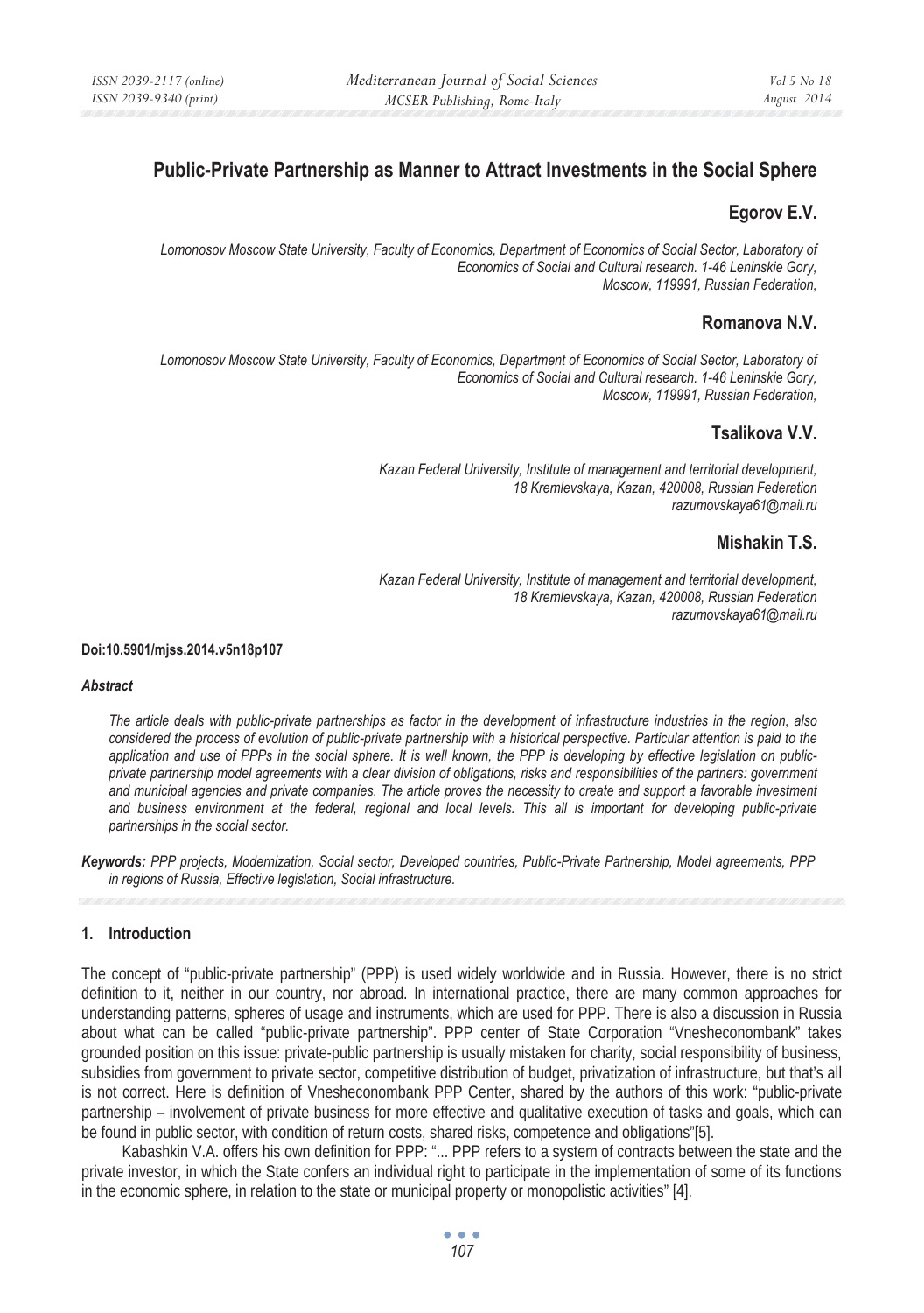# Public-Private Partnership as Manner to Attract Investments in the Social Sphere

## Egorov E.V.

*Lomonosov Moscow State University, Faculty of Economics, Department of Economics of Social Sector, Laboratory of Economics of Social and Cultural research. 1-46 Leninskie Gory, Moscow, 119991, Russian Federation,*

## Romanova N.V.

*Lomonosov Moscow State University, Faculty of Economics, Department of Economics of Social Sector, Laboratory of Economics of Social and Cultural research. 1-46 Leninskie Gory, Moscow, 119991, Russian Federation,*

## Tsalikova V.V.

*Kazan Federal University, Institute of management and territorial development, 18 Kremlevskaya, Kazan, 420008, Russian Federation*
*razumovskaya61@mail.ru*

## Mishakin T.S.

*Kazan Federal University, Institute of management and territorial development, 18 Kremlevskaya, Kazan, 420008, Russian Federation*
*razumovskaya61@mail.ru*

**Doi:10.5901/mjss.2014.v5n18p107**

***Abstract***

*The article deals with public-private partnerships as factor in the development of infrastructure industries in the region, also considered the process of evolution of public-private partnership with a historical perspective. Particular attention is paid to the application and use of PPPs in the social sphere. It is well known, the PPP is developing by effective legislation on public-private partnership model agreements with a clear division of obligations, risks and responsibilities of the partners: government and municipal agencies and private companies. The article proves the necessity to create and support a favorable investment and business environment at the federal, regional and local levels. This all is important for developing public-private partnerships in the social sector.*

***Keywords:*** *PPP projects, Modernization, Social sector, Developed countries, Public-Private Partnership, Model agreements, PPP in regions of Russia, Effective legislation, Social infrastructure.*

## 1. Introduction

The concept of "public-private partnership" (PPP) is used widely worldwide and in Russia. However, there is no strict definition to it, neither in our country, nor abroad. In international practice, there are many common approaches for understanding patterns, spheres of usage and instruments, which are used for PPP. There is also a discussion in Russia about what can be called "public-private partnership". PPP center of State Corporation "Vnesheconombank" takes grounded position on this issue: private-public partnership is usually mistaken for charity, social responsibility of business, subsidies from government to private sector, competitive distribution of budget, privatization of infrastructure, but that's all is not correct. Here is definition of Vnesheconombank PPP Center, shared by the authors of this work: "public-private partnership – involvement of private business for more effective and qualitative execution of tasks and goals, which can be found in public sector, with condition of return costs, shared risks, competence and obligations"[5].

Kabashkin V.A. offers his own definition for PPP: "... PPP refers to a system of contracts between the state and the private investor, in which the State confers an individual right to participate in the implementation of some of its functions in the economic sphere, in relation to the state or municipal property or monopolistic activities" [4].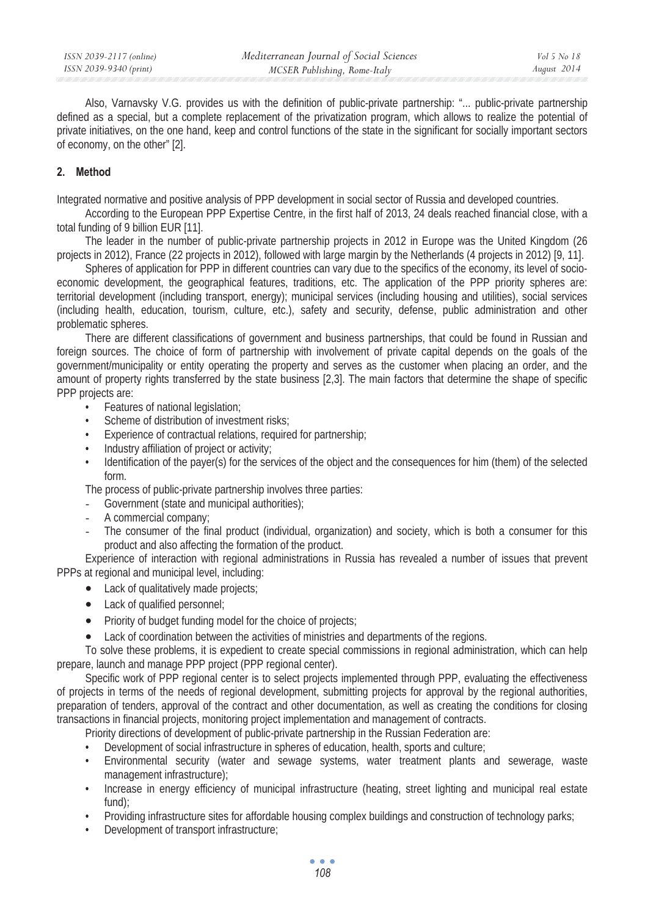Also, Varnavsky V.G. provides us with the definition of public-private partnership: "... public-private partnership defined as a special, but a complete replacement of the privatization program, which allows to realize the potential of private initiatives, on the one hand, keep and control functions of the state in the significant for socially important sectors of economy, on the other" [2].

## 2. Method

Integrated normative and positive analysis of PPP development in social sector of Russia and developed countries.

According to the European PPP Expertise Centre, in the first half of 2013, 24 deals reached financial close, with a total funding of 9 billion EUR [11].

The leader in the number of public-private partnership projects in 2012 in Europe was the United Kingdom (26 projects in 2012), France (22 projects in 2012), followed with large margin by the Netherlands (4 projects in 2012) [9, 11].

Spheres of application for PPP in different countries can vary due to the specifics of the economy, its level of socio-economic development, the geographical features, traditions, etc. The application of the PPP priority spheres are: territorial development (including transport, energy); municipal services (including housing and utilities), social services (including health, education, tourism, culture, etc.), safety and security, defense, public administration and other problematic spheres.

There are different classifications of government and business partnerships, that could be found in Russian and foreign sources. The choice of form of partnership with involvement of private capital depends on the goals of the government/municipality or entity operating the property and serves as the customer when placing an order, and the amount of property rights transferred by the state business [2,3]. The main factors that determine the shape of specific PPP projects are:

- Features of national legislation;
- Scheme of distribution of investment risks;
- Experience of contractual relations, required for partnership;
- Industry affiliation of project or activity;
- Identification of the payer(s) for the services of the object and the consequences for him (them) of the selected form.

The process of public-private partnership involves three parties:

- Government (state and municipal authorities);
- A commercial company;
- The consumer of the final product (individual, organization) and society, which is both a consumer for this product and also affecting the formation of the product.

Experience of interaction with regional administrations in Russia has revealed a number of issues that prevent PPPs at regional and municipal level, including:

- Lack of qualitatively made projects;
- Lack of qualified personnel;
- Priority of budget funding model for the choice of projects;
- Lack of coordination between the activities of ministries and departments of the regions.

To solve these problems, it is expedient to create special commissions in regional administration, which can help prepare, launch and manage PPP project (PPP regional center).

Specific work of PPP regional center is to select projects implemented through PPP, evaluating the effectiveness of projects in terms of the needs of regional development, submitting projects for approval by the regional authorities, preparation of tenders, approval of the contract and other documentation, as well as creating the conditions for closing transactions in financial projects, monitoring project implementation and management of contracts.

Priority directions of development of public-private partnership in the Russian Federation are:

- Development of social infrastructure in spheres of education, health, sports and culture;
- Environmental security (water and sewage systems, water treatment plants and sewerage, waste management infrastructure);
- Increase in energy efficiency of municipal infrastructure (heating, street lighting and municipal real estate fund);
- Providing infrastructure sites for affordable housing complex buildings and construction of technology parks;
- Development of transport infrastructure;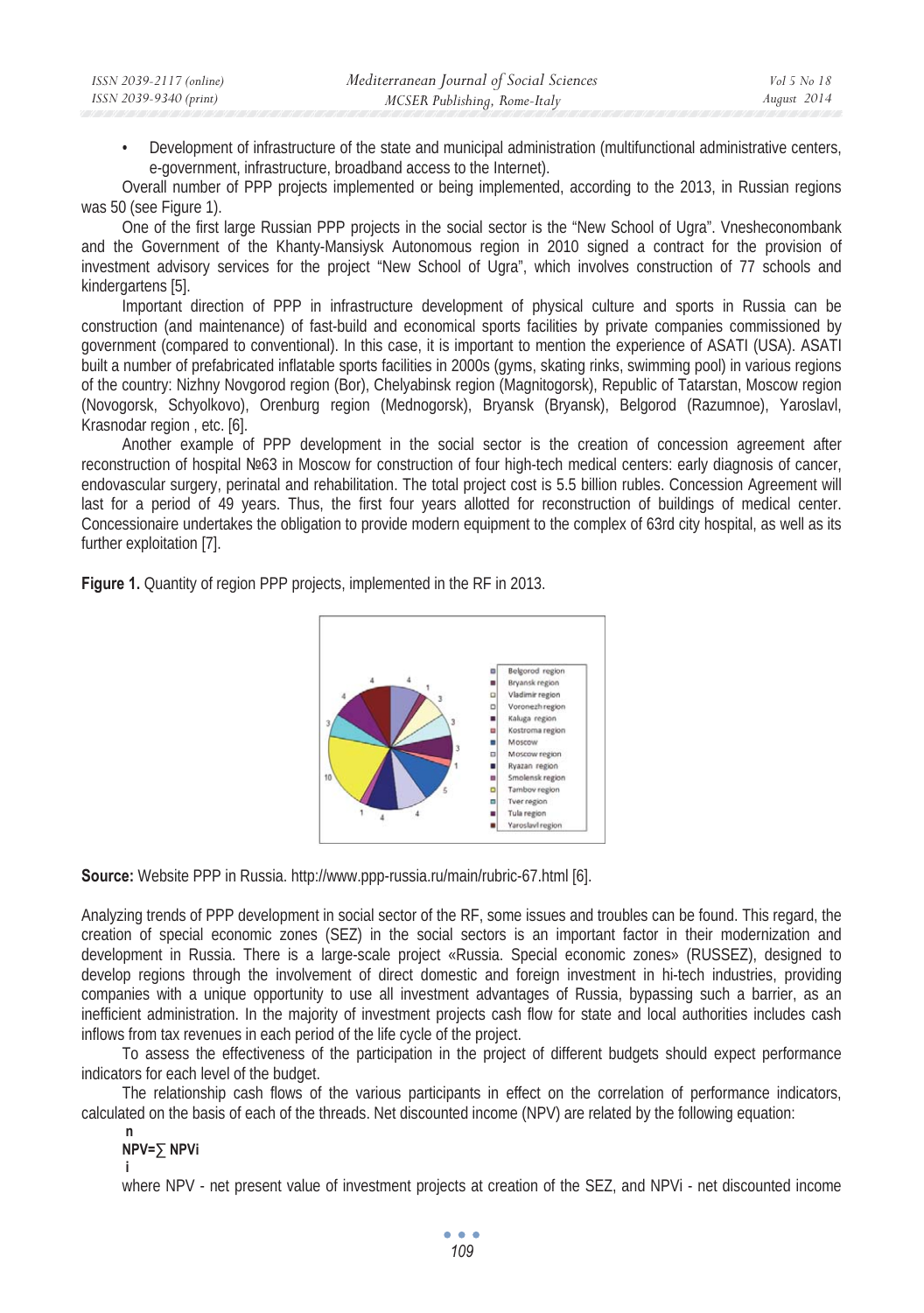- Development of infrastructure of the state and municipal administration (multifunctional administrative centers, e-government, infrastructure, broadband access to the Internet).

Overall number of PPP projects implemented or being implemented, according to the 2013, in Russian regions was 50 (see Figure 1).

One of the first large Russian PPP projects in the social sector is the "New School of Ugra". Vnesheconombank and the Government of the Khanty-Mansiysk Autonomous region in 2010 signed a contract for the provision of investment advisory services for the project "New School of Ugra", which involves construction of 77 schools and kindergartens [5].

Important direction of PPP in infrastructure development of physical culture and sports in Russia can be construction (and maintenance) of fast-build and economical sports facilities by private companies commissioned by government (compared to conventional). In this case, it is important to mention the experience of ASATI (USA). ASATI built a number of prefabricated inflatable sports facilities in 2000s (gyms, skating rinks, swimming pool) in various regions of the country: Nizhny Novgorod region (Bor), Chelyabinsk region (Magnitogorsk), Republic of Tatarstan, Moscow region (Novogorsk, Schyolkovo), Orenburg region (Mednogorsk), Bryansk (Bryansk), Belgorod (Razumnoe), Yaroslavl, Krasnodar region , etc. [6].

Another example of PPP development in the social sector is the creation of concession agreement after reconstruction of hospital №63 in Moscow for construction of four high-tech medical centers: early diagnosis of cancer, endovascular surgery, perinatal and rehabilitation. The total project cost is 5.5 billion rubles. Concession Agreement will last for a period of 49 years. Thus, the first four years allotted for reconstruction of buildings of medical center. Concessionaire undertakes the obligation to provide modern equipment to the complex of 63rd city hospital, as well as its further exploitation [7].

**Figure 1.** Quantity of region PPP projects, implemented in the RF in 2013.

**Source:** Website PPP in Russia. http://www.ppp-russia.ru/main/rubric-67.html [6].

Analyzing trends of PPP development in social sector of the RF, some issues and troubles can be found. This regard, the creation of special economic zones (SEZ) in the social sectors is an important factor in their modernization and development in Russia. There is a large-scale project «Russia. Special economic zones» (RUSSEZ), designed to develop regions through the involvement of direct domestic and foreign investment in hi-tech industries, providing companies with a unique opportunity to use all investment advantages of Russia, bypassing such a barrier, as an inefficient administration. In the majority of investment projects cash flow for state and local authorities includes cash inflows from tax revenues in each period of the life cycle of the project.

To assess the effectiveness of the participation in the project of different budgets should expect performance indicators for each level of the budget.

The relationship cash flows of the various participants in effect on the correlation of performance indicators, calculated on the basis of each of the threads. Net discounted income (NPV) are related by the following equation:

$$NPV=\sum_{i}^{n} NPV_i$$

where NPV - net present value of investment projects at creation of the SEZ, and NPVi - net discounted income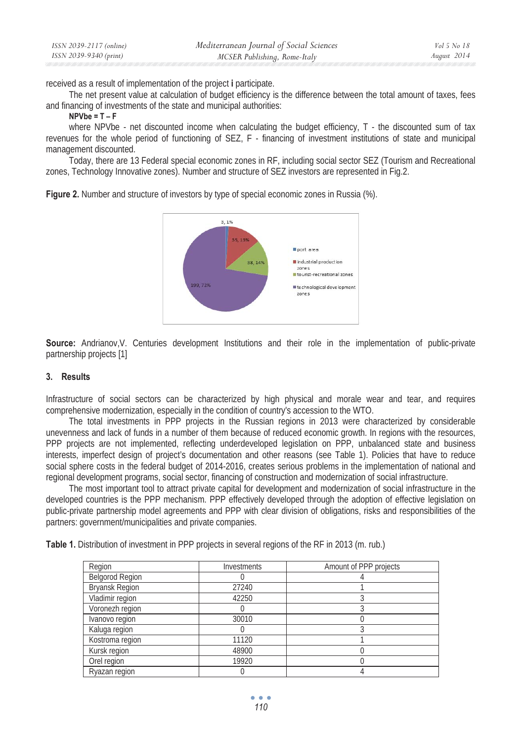received as a result of implementation of the project **i** participate.

The net present value at calculation of budget efficiency is the difference between the total amount of taxes, fees and financing of investments of the state and municipal authorities:

**NPVbe = T – F**

where NPVbe - net discounted income when calculating the budget efficiency, T - the discounted sum of tax revenues for the whole period of functioning of SEZ, F - financing of investment institutions of state and municipal management discounted.

Today, there are 13 Federal special economic zones in RF, including social sector SEZ (Tourism and Recreational zones, Technology Innovative zones). Number and structure of SEZ investors are represented in Fig.2.

**Figure 2.** Number and structure of investors by type of special economic zones in Russia (%).

**Source:** Andrianov,V. Centuries development Institutions and their role in the implementation of public-private partnership projects [1]

## 3. Results

Infrastructure of social sectors can be characterized by high physical and morale wear and tear, and requires comprehensive modernization, especially in the condition of country's accession to the WTO.

The total investments in PPP projects in the Russian regions in 2013 were characterized by considerable unevenness and lack of funds in a number of them because of reduced economic growth. In regions with the resources, PPP projects are not implemented, reflecting underdeveloped legislation on PPP, unbalanced state and business interests, imperfect design of project's documentation and other reasons (see Table 1). Policies that have to reduce social sphere costs in the federal budget of 2014-2016, creates serious problems in the implementation of national and regional development programs, social sector, financing of construction and modernization of social infrastructure.

The most important tool to attract private capital for development and modernization of social infrastructure in the developed countries is the PPP mechanism. PPP effectively developed through the adoption of effective legislation on public-private partnership model agreements and PPP with clear division of obligations, risks and responsibilities of the partners: government/municipalities and private companies.

**Table 1.** Distribution of investment in PPP projects in several regions of the RF in 2013 (m. rub.)

| Region | Investments | Amount of PPP projects |
|---|---|---|
| Belgorod Region | 0 | 4 |
| Bryansk Region | 27240 | 1 |
| Vladimir region | 42250 | 3 |
| Voronezh region | 0 | 3 |
| Ivanovo region | 30010 | 0 |
| Kaluga region | 0 | 3 |
| Kostroma region | 11120 | 1 |
| Kursk region | 48900 | 0 |
| Orel region | 19920 | 0 |
| Ryazan region | 0 | 4 |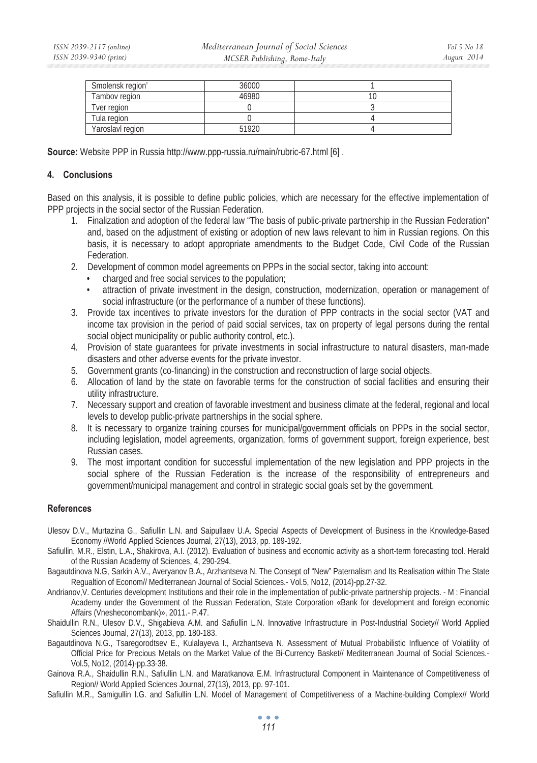| Smolensk region' | 36000 | 1 |
|---|---|---|
| Tambov region | 46980 | 10 |
| Tver region | 0 | 3 |
| Tula region | 0 | 4 |
| Yaroslavl region | 51920 | 4 |

**Source:** Website PPP in Russia http://www.ppp-russia.ru/main/rubric-67.html [6] .

## 4. Conclusions

Based on this analysis, it is possible to define public policies, which are necessary for the effective implementation of PPP projects in the social sector of the Russian Federation.

1. Finalization and adoption of the federal law "The basis of public-private partnership in the Russian Federation" and, based on the adjustment of existing or adoption of new laws relevant to him in Russian regions. On this basis, it is necessary to adopt appropriate amendments to the Budget Code, Civil Code of the Russian Federation.
2. Development of common model agreements on PPPs in the social sector, taking into account:
   - charged and free social services to the population;
   - attraction of private investment in the design, construction, modernization, operation or management of social infrastructure (or the performance of a number of these functions).
3. Provide tax incentives to private investors for the duration of PPP contracts in the social sector (VAT and income tax provision in the period of paid social services, tax on property of legal persons during the rental social object municipality or public authority control, etc.).
4. Provision of state guarantees for private investments in social infrastructure to natural disasters, man-made disasters and other adverse events for the private investor.
5. Government grants (co-financing) in the construction and reconstruction of large social objects.
6. Allocation of land by the state on favorable terms for the construction of social facilities and ensuring their utility infrastructure.
7. Necessary support and creation of favorable investment and business climate at the federal, regional and local levels to develop public-private partnerships in the social sphere.
8. It is necessary to organize training courses for municipal/government officials on PPPs in the social sector, including legislation, model agreements, organization, forms of government support, foreign experience, best Russian cases.
9. The most important condition for successful implementation of the new legislation and PPP projects in the social sphere of the Russian Federation is the increase of the responsibility of entrepreneurs and government/municipal management and control in strategic social goals set by the government.

## References

Ulesov D.V., Murtazina G., Safiullin L.N. and Saipullaev U.A. Special Aspects of Development of Business in the Knowledge-Based Economy //World Applied Sciences Journal, 27(13), 2013, pp. 189-192.

Safiullin, M.R., Elstin, L.A., Shakirova, A.I. (2012). Evaluation of business and economic activity as a short-term forecasting tool. Herald of the Russian Academy of Sciences, 4, 290-294.

Bagautdinova N.G, Sarkin A.V., Averyanov B.A., Arzhantseva N. The Consept of "New" Paternalism and Its Realisation within The State Regualtion of Econom// Mediterranean Journal of Social Sciences.- Vol.5, No12, (2014)-pp.27-32.

Andrianov,V. Centuries development Institutions and their role in the implementation of public-private partnership projects. - M : Financial Academy under the Government of the Russian Federation, State Corporation «Bank for development and foreign economic Affairs (Vnesheconombank)», 2011.- P.47.

Shaidullin R.N., Ulesov D.V., Shigabieva A.M. and Safiullin L.N. Innovative Infrastructure in Post-Industrial Society// World Applied Sciences Journal, 27(13), 2013, pp. 180-183.

Bagautdinova N.G., Tsaregorodtsev E., Kulalayeva I., Arzhantseva N. Assessment of Mutual Probabilistic Influence of Volatility of Official Price for Precious Metals on the Market Value of the Bi-Currency Basket// Mediterranean Journal of Social Sciences.- Vol.5, No12, (2014)-pp.33-38.

Gainova R.A., Shaidullin R.N., Safiullin L.N. and Maratkanova E.M. Infrastructural Component in Maintenance of Competitiveness of Region// World Applied Sciences Journal, 27(13), 2013, pp. 97-101.

Safiullin M.R., Samigullin I.G. and Safiullin L.N. Model of Management of Competitiveness of a Machine-building Complex// World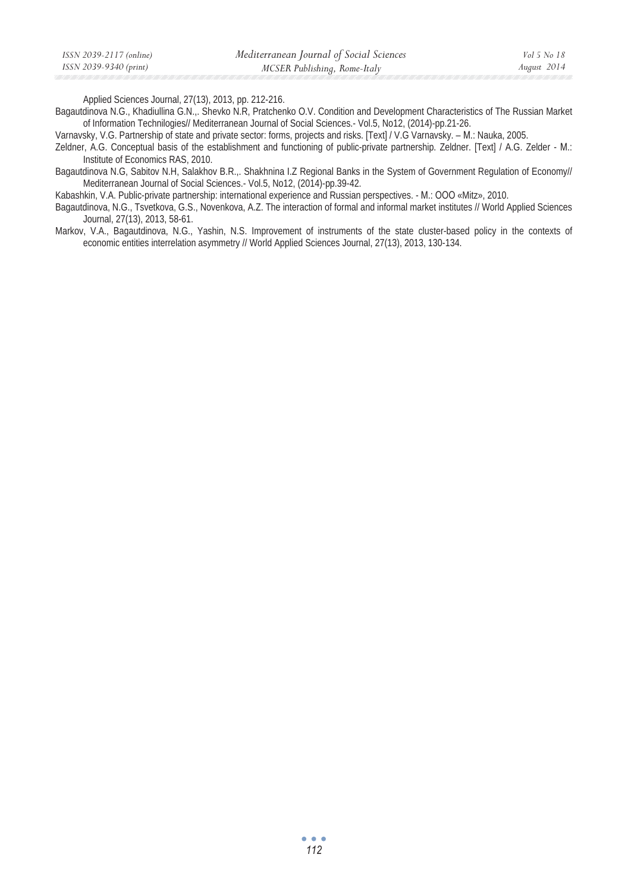Applied Sciences Journal, 27(13), 2013, pp. 212-216.

Bagautdinova N.G., Khadiullina G.N.,. Shevko N.R, Pratchenko O.V. Condition and Development Characteristics of The Russian Market of Information Technilogies// Mediterranean Journal of Social Sciences.- Vol.5, No12, (2014)-pp.21-26.

Varnavsky, V.G. Partnership of state and private sector: forms, projects and risks. [Text] / V.G Varnavsky. – M.: Nauka, 2005.

Zeldner, A.G. Conceptual basis of the establishment and functioning of public-private partnership. Zeldner. [Text] / A.G. Zelder - M.: Institute of Economics RAS, 2010.

Bagautdinova N.G, Sabitov N.H, Salakhov B.R.,. Shakhnina I.Z Regional Banks in the System of Government Regulation of Economy// Mediterranean Journal of Social Sciences.- Vol.5, No12, (2014)-pp.39-42.

Kabashkin, V.A. Public-private partnership: international experience and Russian perspectives. - M.: OOO «Mitz», 2010.

Bagautdinova, N.G., Tsvetkova, G.S., Novenkova, A.Z. The interaction of formal and informal market institutes // World Applied Sciences Journal, 27(13), 2013, 58-61.

Markov, V.A., Bagautdinova, N.G., Yashin, N.S. Improvement of instruments of the state cluster-based policy in the contexts of economic entities interrelation asymmetry // World Applied Sciences Journal, 27(13), 2013, 130-134.